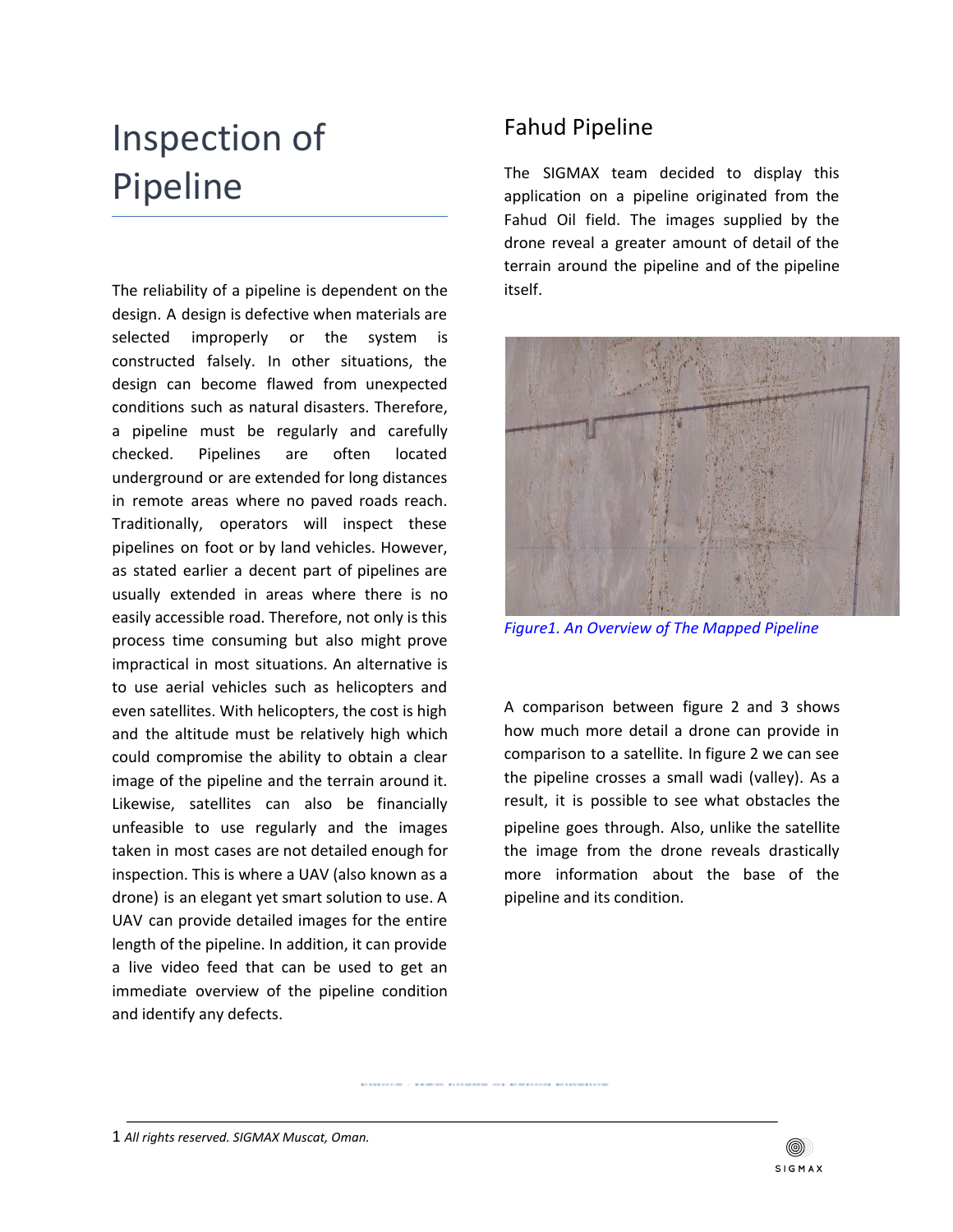# Inspection of Pipeline

The reliability of a pipeline is dependent on the design. A design is defective when materials are selected improperly or the system is constructed falsely. In other situations, the design can become flawed from unexpected conditions such as natural disasters. Therefore, a pipeline must be regularly and carefully checked. Pipelines are often located underground or are extended for long distances in remote areas where no paved roads reach. Traditionally, operators will inspect these pipelines on foot or by land vehicles. However, as stated earlier a decent part of pipelines are usually extended in areas where there is no easily accessible road. Therefore, not only is this process time consuming but also might prove impractical in most situations. An alternative is to use aerial vehicles such as helicopters and even satellites. With helicopters, the cost is high and the altitude must be relatively high which could compromise the ability to obtain a clear image of the pipeline and the terrain around it. Likewise, satellites can also be financially unfeasible to use regularly and the images taken in most cases are not detailed enough for inspection. This is where a UAV (also known as a drone) is an elegant yet smart solution to use. A UAV can provide detailed images for the entire length of the pipeline. In addition, it can provide a live video feed that can be used to get an immediate overview of the pipeline condition and identify any defects.

## Fahud Pipeline

The SIGMAX team decided to display this application on a pipeline originated from the Fahud Oil field. The images supplied by the drone reveal a greater amount of detail of the terrain around the pipeline and of the pipeline itself.

*Figure1. An Overview of The Mapped Pipeline*

A comparison between figure 2 and 3 shows how much more detail a drone can provide in comparison to a satellite. In figure 2 we can see the pipeline crosses a small wadi (valley). As a result, it is possible to see what obstacles the pipeline goes through. Also, unlike the satellite the image from the drone reveals drastically more information about the base of the pipeline and its condition.

1 *All rights reserved. SIGMAX Muscat, Oman.*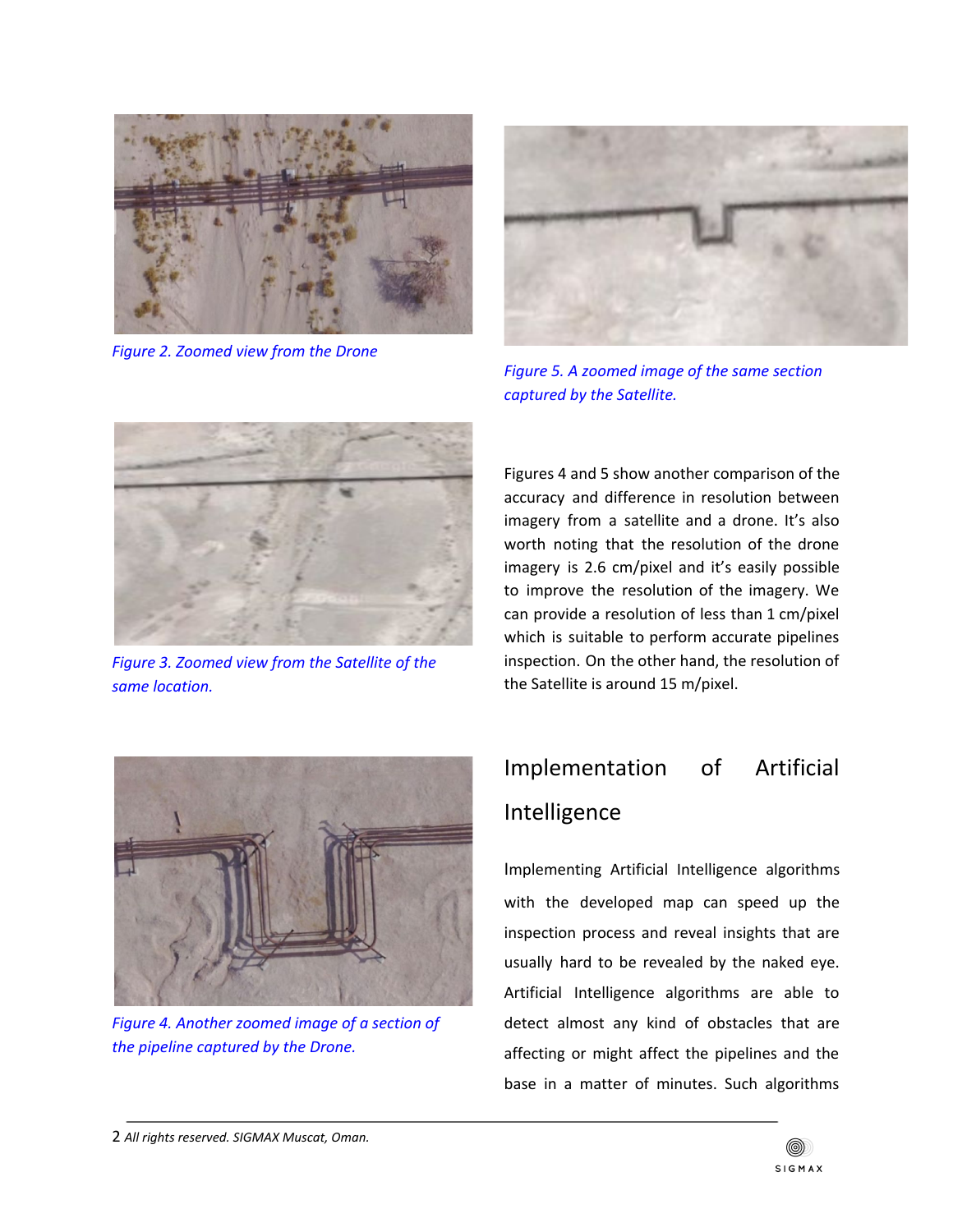*Figure 2. Zoomed view from the Drone*

*Figure 3. Zoomed view from the Satellite of the same location.*

*Figure 4. Another zoomed image of a section of the pipeline captured by the Drone.*

*Figure 5. A zoomed image of the same section captured by the Satellite.*

Figures 4 and 5 show another comparison of the accuracy and difference in resolution between imagery from a satellite and a drone. It's also worth noting that the resolution of the drone imagery is 2.6 cm/pixel and it's easily possible to improve the resolution of the imagery. We can provide a resolution of less than 1 cm/pixel which is suitable to perform accurate pipelines inspection. On the other hand, the resolution of the Satellite is around 15 m/pixel.

## Implementation of Artificial Intelligence

Implementing Artificial Intelligence algorithms with the developed map can speed up the inspection process and reveal insights that are usually hard to be revealed by the naked eye. Artificial Intelligence algorithms are able to detect almost any kind of obstacles that are affecting or might affect the pipelines and the base in a matter of minutes. Such algorithms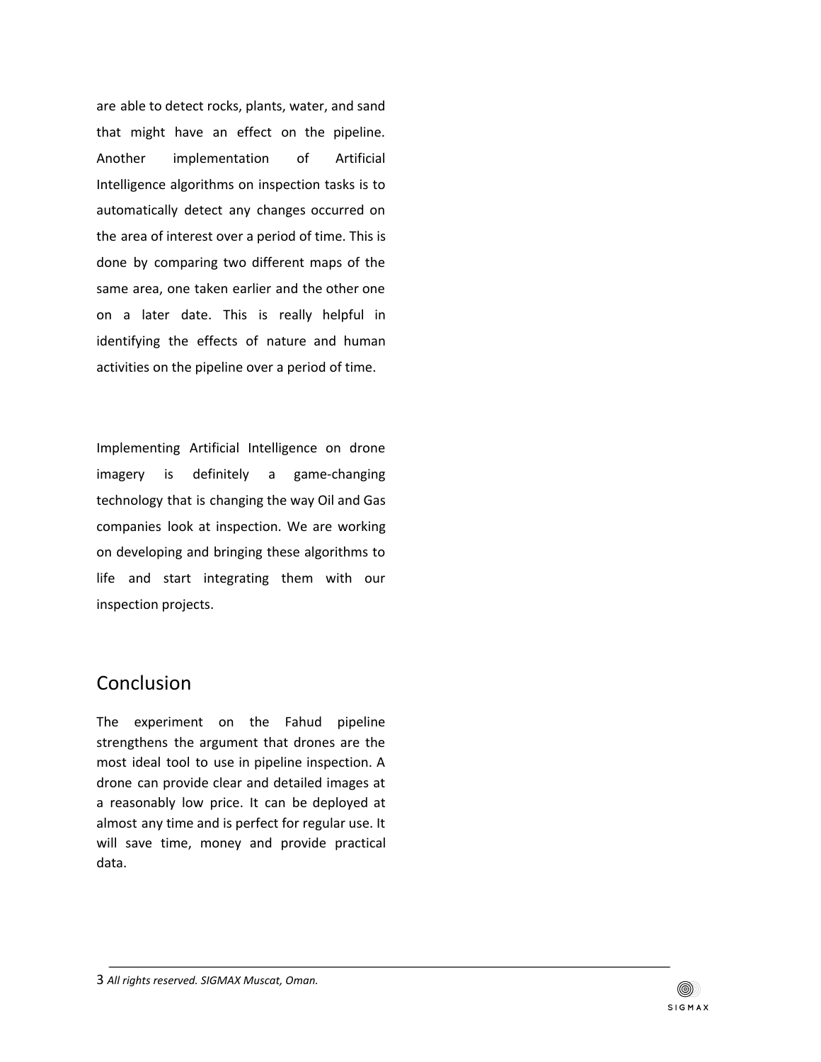are able to detect rocks, plants, water, and sand that might have an effect on the pipeline. Another implementation of Artificial Intelligence algorithms on inspection tasks is to automatically detect any changes occurred on the area of interest over a period of time. This is done by comparing two different maps of the same area, one taken earlier and the other one on a later date. This is really helpful in identifying the effects of nature and human activities on the pipeline over a period of time.

Implementing Artificial Intelligence on drone imagery is definitely a game-changing technology that is changing the way Oil and Gas companies look at inspection. We are working on developing and bringing these algorithms to life and start integrating them with our inspection projects.

## Conclusion

The experiment on the Fahud pipeline strengthens the argument that drones are the most ideal tool to use in pipeline inspection. A drone can provide clear and detailed images at a reasonably low price. It can be deployed at almost any time and is perfect for regular use. It will save time, money and provide practical data.